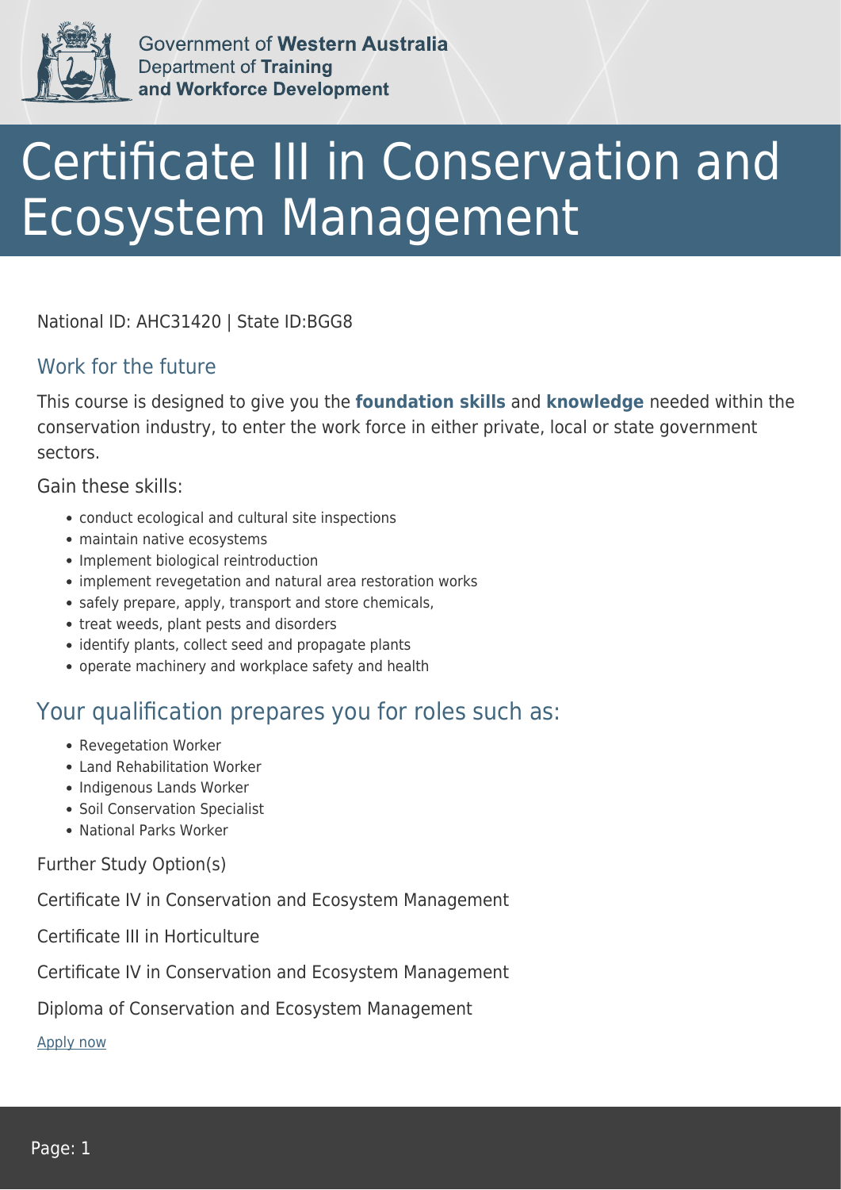Government of **Western Australia**
Department of **Training and Workforce Development**

# Certificate III in Conservation and Ecosystem Management

National ID: AHC31420 | State ID:BGG8

## Work for the future

This course is designed to give you the **foundation skills** and **knowledge** needed within the conservation industry, to enter the work force in either private, local or state government sectors.

Gain these skills:

- conduct ecological and cultural site inspections
- maintain native ecosystems
- Implement biological reintroduction
- implement revegetation and natural area restoration works
- safely prepare, apply, transport and store chemicals,
- treat weeds, plant pests and disorders
- identify plants, collect seed and propagate plants
- operate machinery and workplace safety and health

## Your qualification prepares you for roles such as:

- Revegetation Worker
- Land Rehabilitation Worker
- Indigenous Lands Worker
- Soil Conservation Specialist
- National Parks Worker

Further Study Option(s)

Certificate IV in Conservation and Ecosystem Management

Certificate III in Horticulture

Certificate IV in Conservation and Ecosystem Management

Diploma of Conservation and Ecosystem Management

Apply now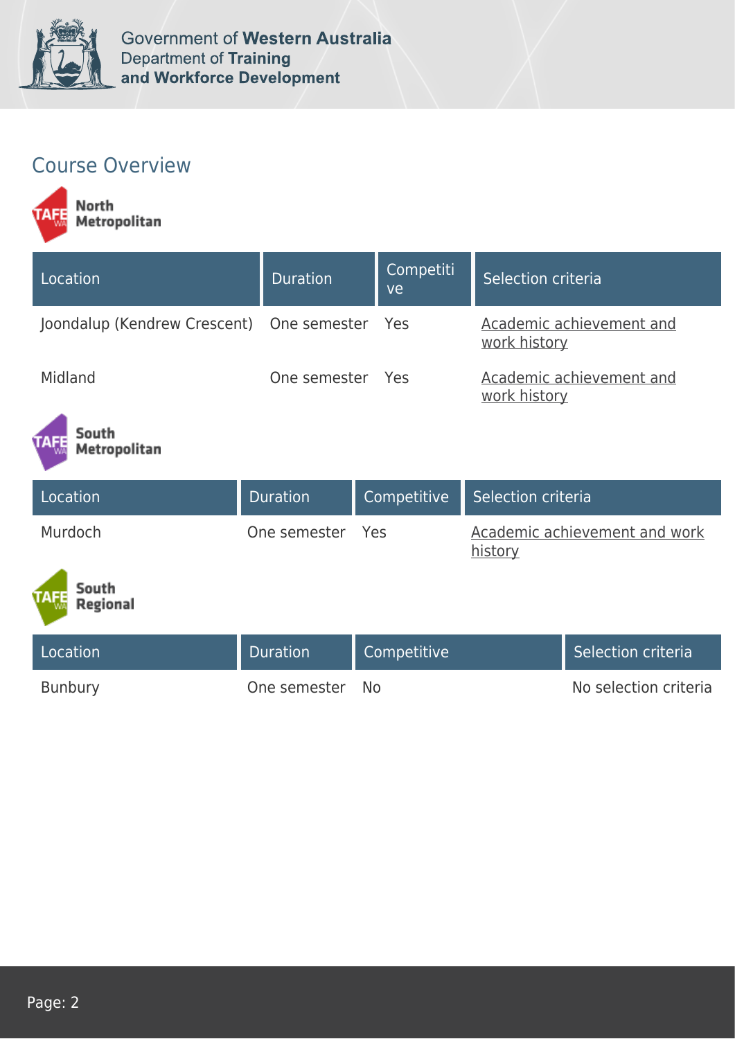## Course Overview

**North Metropolitan**

| Location | Duration | Competitive | Selection criteria |
| --- | --- | --- | --- |
| Joondalup (Kendrew Crescent) | One semester | Yes | Academic achievement and work history |
| Midland | One semester | Yes | Academic achievement and work history |

**South Metropolitan**

| Location | Duration | Competitive | Selection criteria |
| --- | --- | --- | --- |
| Murdoch | One semester | Yes | Academic achievement and work history |

**South Regional**

| Location | Duration | Competitive | Selection criteria |
| --- | --- | --- | --- |
| Bunbury | One semester | No | No selection criteria |